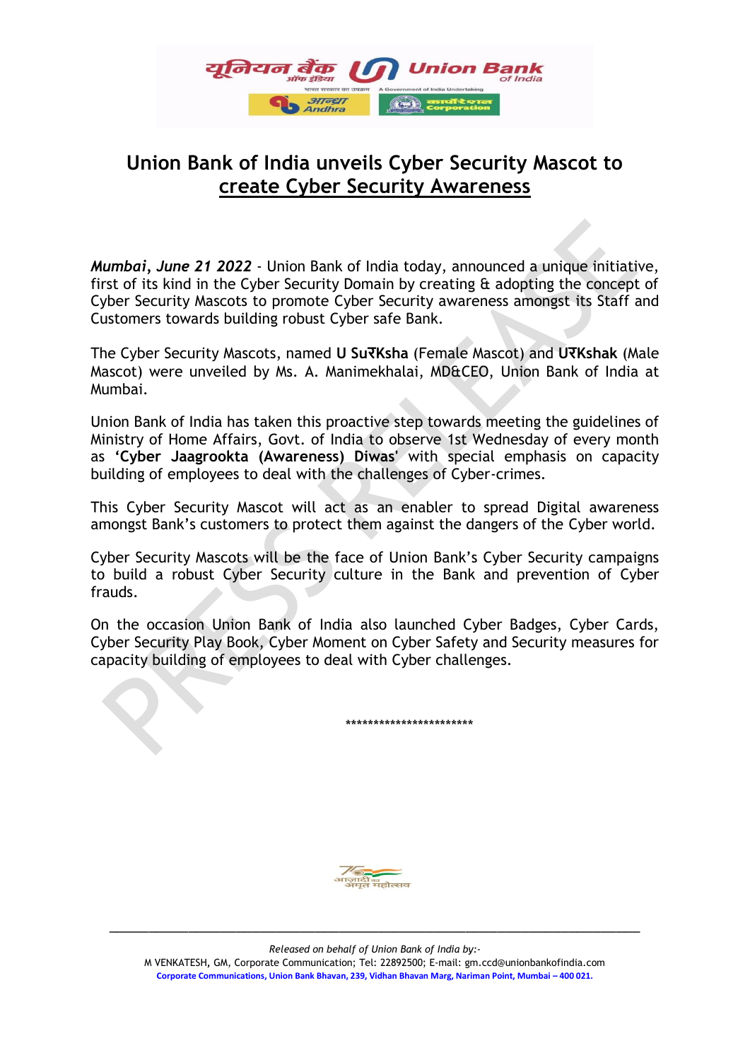# Union Bank of India unveils Cyber Security Mascot to create Cyber Security Awareness

***Mumbai, June 21 2022*** - Union Bank of India today, announced a unique initiative, first of its kind in the Cyber Security Domain by creating & adopting the concept of Cyber Security Mascots to promote Cyber Security awareness amongst its Staff and Customers towards building robust Cyber safe Bank.

The Cyber Security Mascots, named **U SuरKsha** (Female Mascot) and **UरKshak** (Male Mascot) were unveiled by Ms. A. Manimekhalai, MD&CEO, Union Bank of India at Mumbai.

Union Bank of India has taken this proactive step towards meeting the guidelines of Ministry of Home Affairs, Govt. of India to observe 1st Wednesday of every month as **'Cyber Jaagrookta (Awareness) Diwas'** with special emphasis on capacity building of employees to deal with the challenges of Cyber-crimes.

This Cyber Security Mascot will act as an enabler to spread Digital awareness amongst Bank's customers to protect them against the dangers of the Cyber world.

Cyber Security Mascots will be the face of Union Bank's Cyber Security campaigns to build a robust Cyber Security culture in the Bank and prevention of Cyber frauds.

On the occasion Union Bank of India also launched Cyber Badges, Cyber Cards, Cyber Security Play Book, Cyber Moment on Cyber Safety and Security measures for capacity building of employees to deal with Cyber challenges.

***********************

*Released on behalf of Union Bank of India by:-*

M VENKATESH, GM, Corporate Communication; Tel: 22892500; E-mail: gm.ccd@unionbankofindia.com

**Corporate Communications, Union Bank Bhavan, 239, Vidhan Bhavan Marg, Nariman Point, Mumbai – 400 021.**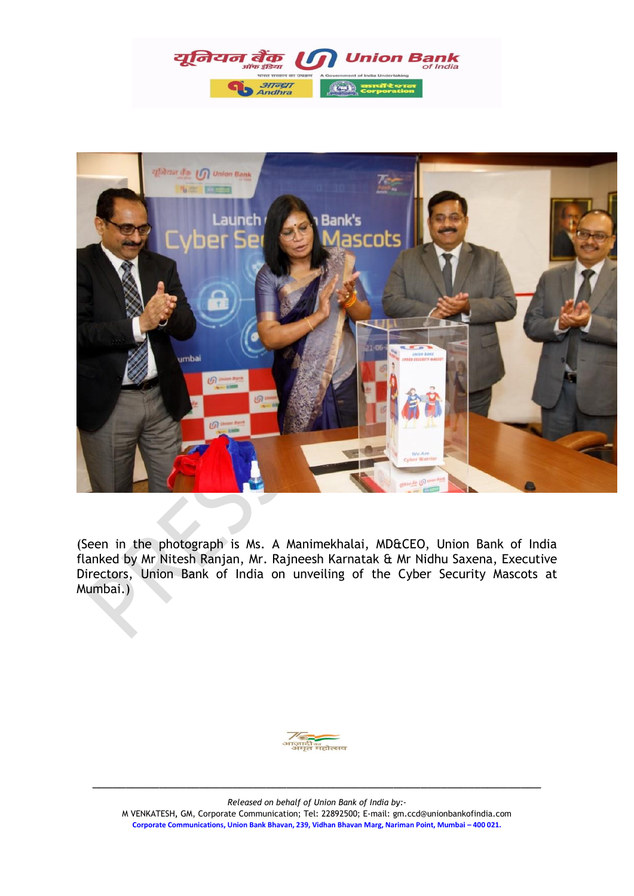(Seen in the photograph is Ms. A Manimekhalai, MD&CEO, Union Bank of India flanked by Mr Nitesh Ranjan, Mr. Rajneesh Karnatak & Mr Nidhu Saxena, Executive Directors, Union Bank of India on unveiling of the Cyber Security Mascots at Mumbai.)

*Released on behalf of Union Bank of India by:-*

M VENKATESH, GM, Corporate Communication; Tel: 22892500; E-mail: gm.ccd@unionbankofindia.com

**Corporate Communications, Union Bank Bhavan, 239, Vidhan Bhavan Marg, Nariman Point, Mumbai – 400 021.**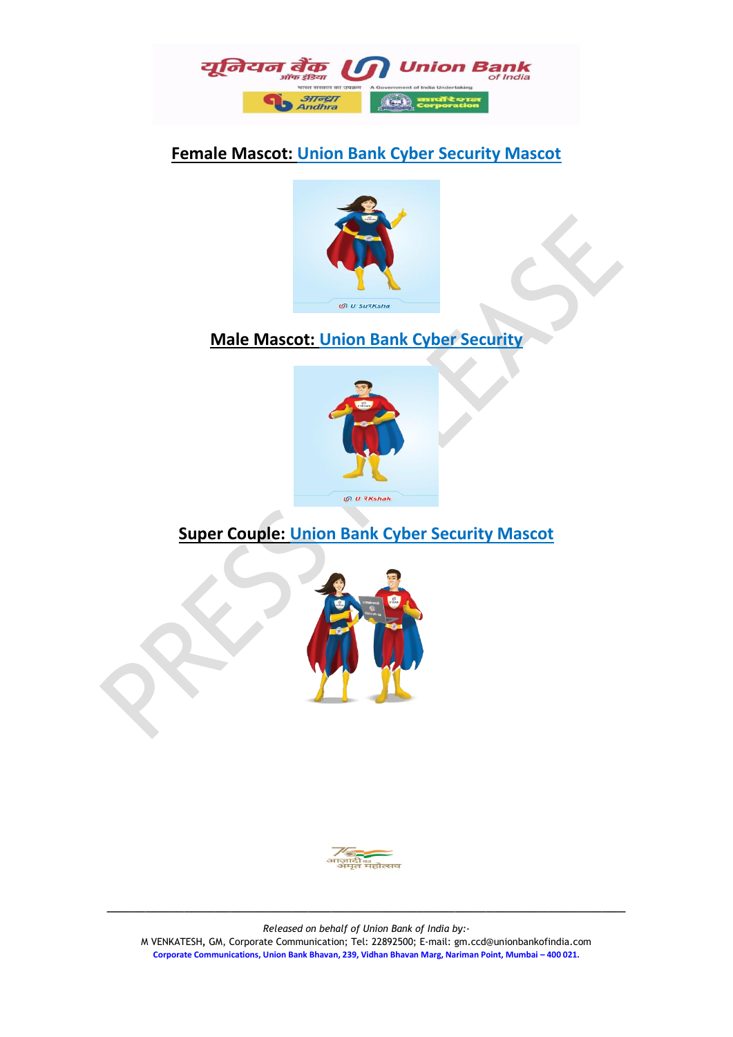**Female Mascot: Union Bank Cyber Security Mascot**

**Male Mascot: Union Bank Cyber Security**

**Super Couple: Union Bank Cyber Security Mascot**

---

*Released on behalf of Union Bank of India by:-*

M VENKATESH, GM, Corporate Communication; Tel: 22892500; E-mail: gm.ccd@unionbankofindia.com

**Corporate Communications, Union Bank Bhavan, 239, Vidhan Bhavan Marg, Nariman Point, Mumbai – 400 021.**